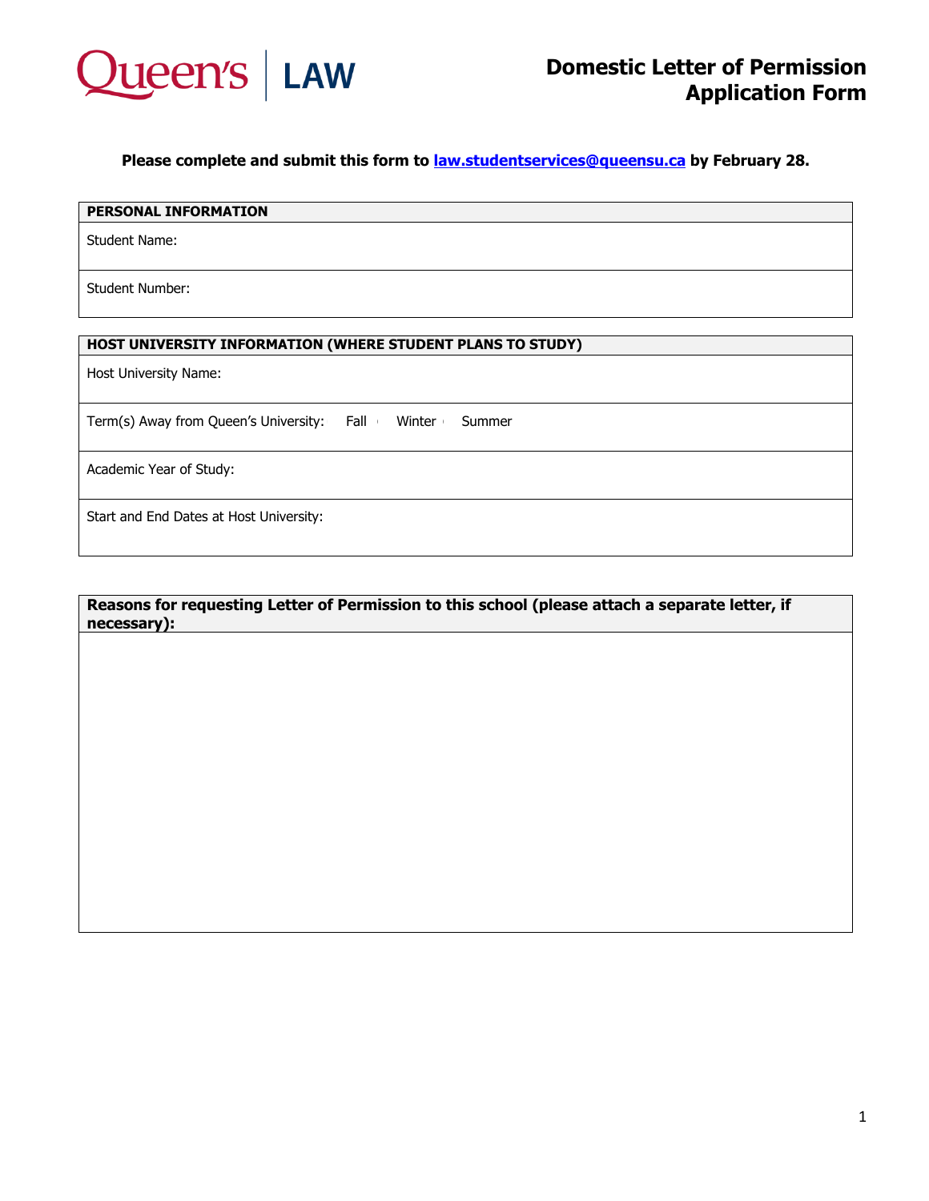Queen's | LAW

# Domestic Letter of Permission Application Form

**Please complete and submit this form to law.studentservices@queensu.ca by February 28.**

| **PERSONAL INFORMATION** |
|---|
| Student Name: |
| Student Number: |

| **HOST UNIVERSITY INFORMATION (WHERE STUDENT PLANS TO STUDY)** |
|---|
| Host University Name: |
| Term(s) Away from Queen's University: Fall Winter Summer |
| Academic Year of Study: |
| Start and End Dates at Host University: |

| **Reasons for requesting Letter of Permission to this school (please attach a separate letter, if necessary):** |
|---|
| |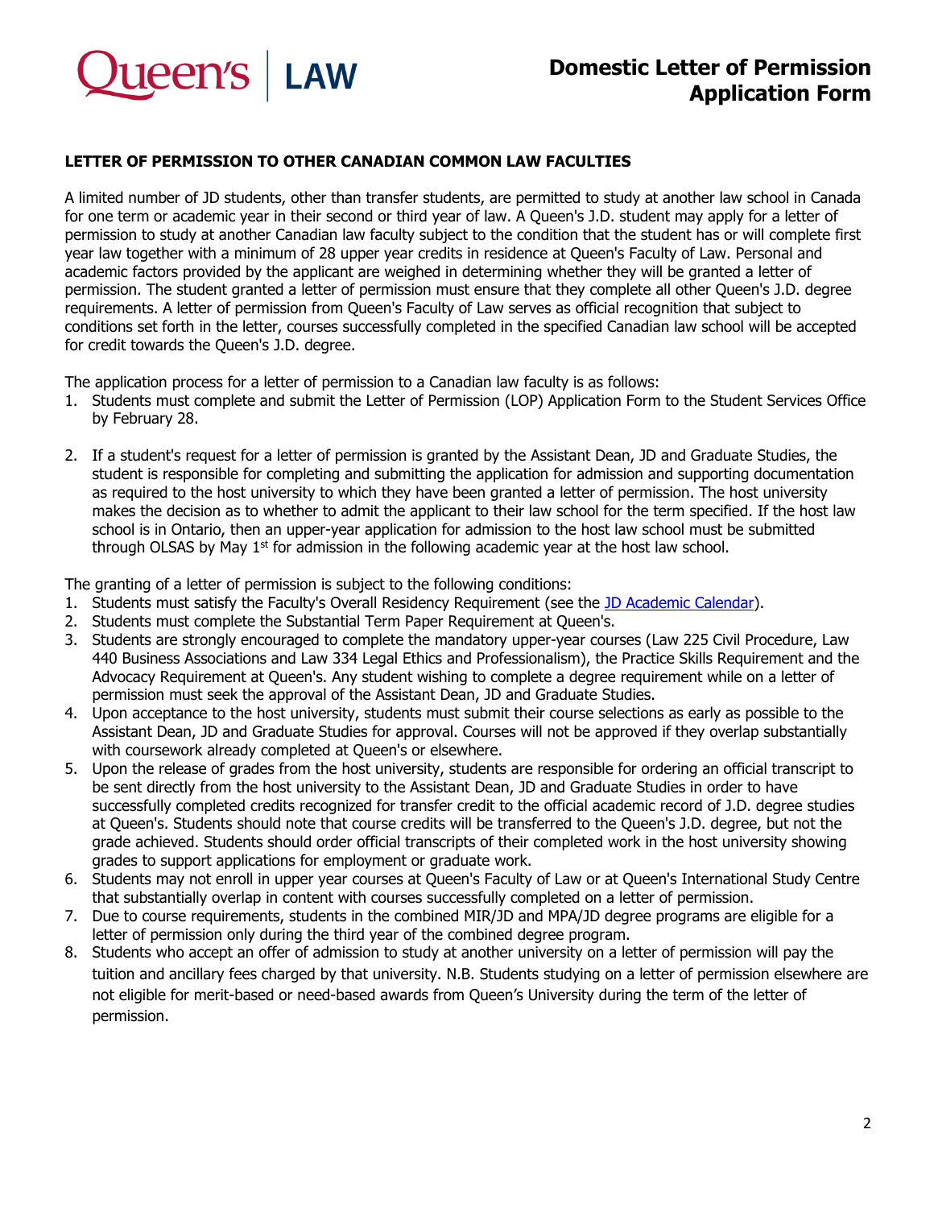# Domestic Letter of Permission Application Form

## LETTER OF PERMISSION TO OTHER CANADIAN COMMON LAW FACULTIES

A limited number of JD students, other than transfer students, are permitted to study at another law school in Canada for one term or academic year in their second or third year of law. A Queen's J.D. student may apply for a letter of permission to study at another Canadian law faculty subject to the condition that the student has or will complete first year law together with a minimum of 28 upper year credits in residence at Queen's Faculty of Law. Personal and academic factors provided by the applicant are weighed in determining whether they will be granted a letter of permission. The student granted a letter of permission must ensure that they complete all other Queen's J.D. degree requirements. A letter of permission from Queen's Faculty of Law serves as official recognition that subject to conditions set forth in the letter, courses successfully completed in the specified Canadian law school will be accepted for credit towards the Queen's J.D. degree.

The application process for a letter of permission to a Canadian law faculty is as follows:

1. Students must complete and submit the Letter of Permission (LOP) Application Form to the Student Services Office by February 28.

2. If a student's request for a letter of permission is granted by the Assistant Dean, JD and Graduate Studies, the student is responsible for completing and submitting the application for admission and supporting documentation as required to the host university to which they have been granted a letter of permission. The host university makes the decision as to whether to admit the applicant to their law school for the term specified. If the host law school is in Ontario, then an upper-year application for admission to the host law school must be submitted through OLSAS by May 1st for admission in the following academic year at the host law school.

The granting of a letter of permission is subject to the following conditions:

1. Students must satisfy the Faculty's Overall Residency Requirement (see the [JD Academic Calendar]).
2. Students must complete the Substantial Term Paper Requirement at Queen's.
3. Students are strongly encouraged to complete the mandatory upper-year courses (Law 225 Civil Procedure, Law 440 Business Associations and Law 334 Legal Ethics and Professionalism), the Practice Skills Requirement and the Advocacy Requirement at Queen's. Any student wishing to complete a degree requirement while on a letter of permission must seek the approval of the Assistant Dean, JD and Graduate Studies.
4. Upon acceptance to the host university, students must submit their course selections as early as possible to the Assistant Dean, JD and Graduate Studies for approval. Courses will not be approved if they overlap substantially with coursework already completed at Queen's or elsewhere.
5. Upon the release of grades from the host university, students are responsible for ordering an official transcript to be sent directly from the host university to the Assistant Dean, JD and Graduate Studies in order to have successfully completed credits recognized for transfer credit to the official academic record of J.D. degree studies at Queen's. Students should note that course credits will be transferred to the Queen's J.D. degree, but not the grade achieved. Students should order official transcripts of their completed work in the host university showing grades to support applications for employment or graduate work.
6. Students may not enroll in upper year courses at Queen's Faculty of Law or at Queen's International Study Centre that substantially overlap in content with courses successfully completed on a letter of permission.
7. Due to course requirements, students in the combined MIR/JD and MPA/JD degree programs are eligible for a letter of permission only during the third year of the combined degree program.
8. Students who accept an offer of admission to study at another university on a letter of permission will pay the tuition and ancillary fees charged by that university. N.B. Students studying on a letter of permission elsewhere are not eligible for merit-based or need-based awards from Queen's University during the term of the letter of permission.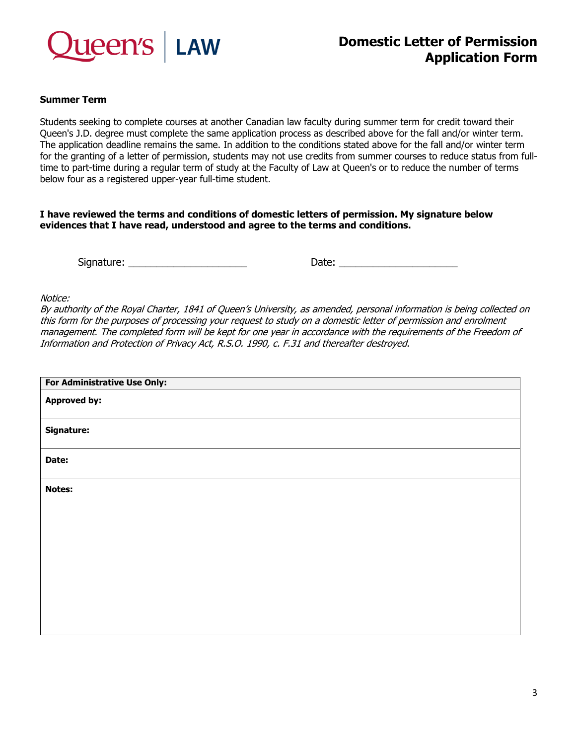# Domestic Letter of Permission Application Form

**Summer Term**

Students seeking to complete courses at another Canadian law faculty during summer term for credit toward their Queen's J.D. degree must complete the same application process as described above for the fall and/or winter term. The application deadline remains the same. In addition to the conditions stated above for the fall and/or winter term for the granting of a letter of permission, students may not use credits from summer courses to reduce status from full-time to part-time during a regular term of study at the Faculty of Law at Queen's or to reduce the number of terms below four as a registered upper-year full-time student.

**I have reviewed the terms and conditions of domestic letters of permission. My signature below evidences that I have read, understood and agree to the terms and conditions.**

Signature: ____________________ Date: ____________________

*Notice:*
*By authority of the Royal Charter, 1841 of Queen's University, as amended, personal information is being collected on this form for the purposes of processing your request to study on a domestic letter of permission and enrolment management. The completed form will be kept for one year in accordance with the requirements of the Freedom of Information and Protection of Privacy Act, R.S.O. 1990, c. F.31 and thereafter destroyed.*

| **For Administrative Use Only:** |
|---|
| **Approved by:** |
| **Signature:** |
| **Date:** |
| **Notes:** |